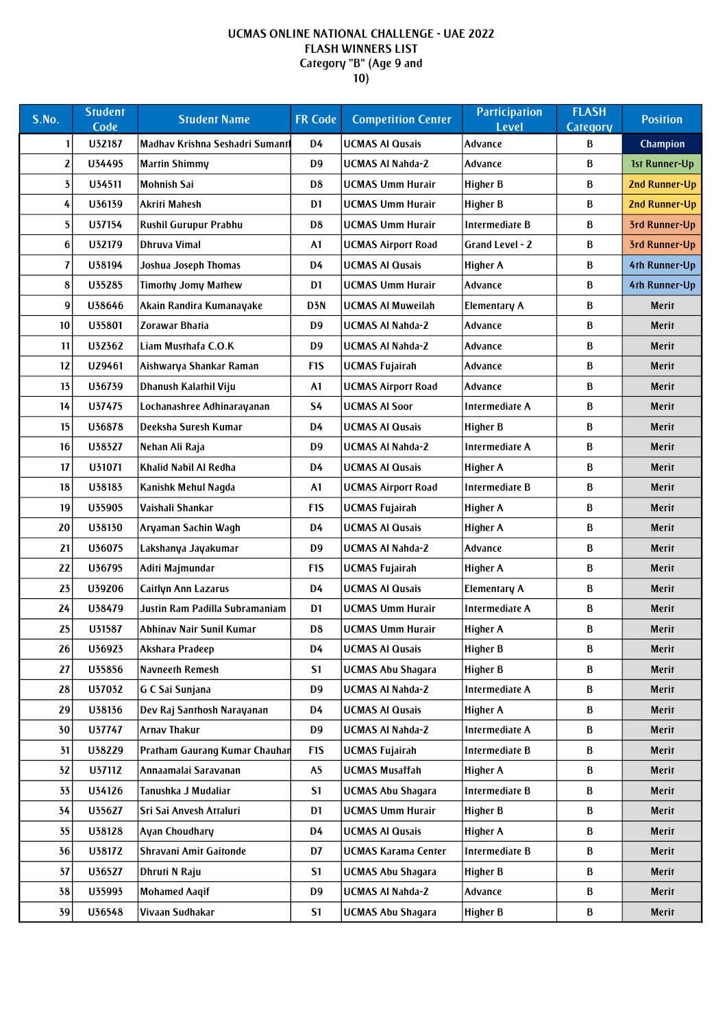# UCMAS ONLINE NATIONAL CHALLENGE - UAE 2022
## FLASH WINNERS LIST
### Category "B" (Age 9 and 10)

| S.No. | Student Code | Student Name | FR Code | Competition Center | Participation Level | FLASH Category | Position |
|---|---|---|---|---|---|---|---|
| 1 | U32187 | Madhav Krishna Seshadri Sumanth | D4 | UCMAS Al Qusais | Advance | B | Champion |
| 2 | U34495 | Martin Shimmy | D9 | UCMAS Al Nahda-2 | Advance | B | 1st Runner-Up |
| 3 | U34511 | Mohnish Sai | D8 | UCMAS Umm Hurair | Higher B | B | 2nd Runner-Up |
| 4 | U36139 | Akriti Mahesh | D1 | UCMAS Umm Hurair | Higher B | B | 2nd Runner-Up |
| 5 | U37154 | Rushil Gurupur Prabhu | D8 | UCMAS Umm Hurair | Intermediate B | B | 3rd Runner-Up |
| 6 | U32179 | Dhruva Vimal | A1 | UCMAS Airport Road | Grand Level - 2 | B | 3rd Runner-Up |
| 7 | U38194 | Joshua Joseph Thomas | D4 | UCMAS Al Qusais | Higher A | B | 4th Runner-Up |
| 8 | U35285 | Timothy Jomy Mathew | D1 | UCMAS Umm Hurair | Advance | B | 4th Runner-Up |
| 9 | U38646 | Akain Randira Kumanayake | D3N | UCMAS Al Muweilah | Elementary A | B | Merit |
| 10 | U35801 | Zorawar Bhatia | D9 | UCMAS Al Nahda-2 | Advance | B | Merit |
| 11 | U32362 | Liam Musthafa C.O.K | D9 | UCMAS Al Nahda-2 | Advance | B | Merit |
| 12 | U29461 | Aishwarya Shankar Raman | F1S | UCMAS Fujairah | Advance | B | Merit |
| 13 | U36739 | Dhanush Kalathil Viju | A1 | UCMAS Airport Road | Advance | B | Merit |
| 14 | U37475 | Lochanashree Adhinarayanan | S4 | UCMAS Al Soor | Intermediate A | B | Merit |
| 15 | U36878 | Deeksha Suresh Kumar | D4 | UCMAS Al Qusais | Higher B | B | Merit |
| 16 | U38327 | Nehan Ali Raja | D9 | UCMAS Al Nahda-2 | Intermediate A | B | Merit |
| 17 | U31071 | Khalid Nabil Al Redha | D4 | UCMAS Al Qusais | Higher A | B | Merit |
| 18 | U38183 | Kanishk Mehul Nagda | A1 | UCMAS Airport Road | Intermediate B | B | Merit |
| 19 | U35905 | Vaishali Shankar | F1S | UCMAS Fujairah | Higher A | B | Merit |
| 20 | U38130 | Aryaman Sachin Wagh | D4 | UCMAS Al Qusais | Higher A | B | Merit |
| 21 | U36075 | Lakshanya Jayakumar | D9 | UCMAS Al Nahda-2 | Advance | B | Merit |
| 22 | U36795 | Aditi Majmundar | F1S | UCMAS Fujairah | Higher A | B | Merit |
| 23 | U39206 | Caitlyn Ann Lazarus | D4 | UCMAS Al Qusais | Elementary A | B | Merit |
| 24 | U38479 | Justin Ram Padilla Subramaniam | D1 | UCMAS Umm Hurair | Intermediate A | B | Merit |
| 25 | U31587 | Abhinav Nair Sunil Kumar | D8 | UCMAS Umm Hurair | Higher A | B | Merit |
| 26 | U36923 | Akshara Pradeep | D4 | UCMAS Al Qusais | Higher B | B | Merit |
| 27 | U35856 | Navneeth Remesh | S1 | UCMAS Abu Shagara | Higher B | B | Merit |
| 28 | U37032 | G C Sai Sunjana | D9 | UCMAS Al Nahda-2 | Intermediate A | B | Merit |
| 29 | U38136 | Dev Raj Santhosh Narayanan | D4 | UCMAS Al Qusais | Higher A | B | Merit |
| 30 | U37747 | Arnav Thakur | D9 | UCMAS Al Nahda-2 | Intermediate A | B | Merit |
| 31 | U38229 | Pratham Gaurang Kumar Chauhan | F1S | UCMAS Fujairah | Intermediate B | B | Merit |
| 32 | U37112 | Annaamalai Saravanan | A5 | UCMAS Musaffah | Higher A | B | Merit |
| 33 | U34126 | Tanushka J Mudaliar | S1 | UCMAS Abu Shagara | Intermediate B | B | Merit |
| 34 | U35627 | Sri Sai Anvesh Attaluri | D1 | UCMAS Umm Hurair | Higher B | B | Merit |
| 35 | U38128 | Ayan Choudhary | D4 | UCMAS Al Qusais | Higher A | B | Merit |
| 36 | U38172 | Shravani Amit Gaitonde | D7 | UCMAS Karama Center | Intermediate B | B | Merit |
| 37 | U36527 | Dhruti N Raju | S1 | UCMAS Abu Shagara | Higher B | B | Merit |
| 38 | U35993 | Mohamed Aaqif | D9 | UCMAS Al Nahda-2 | Advance | B | Merit |
| 39 | U36548 | Vivaan Sudhakar | S1 | UCMAS Abu Shagara | Higher B | B | Merit |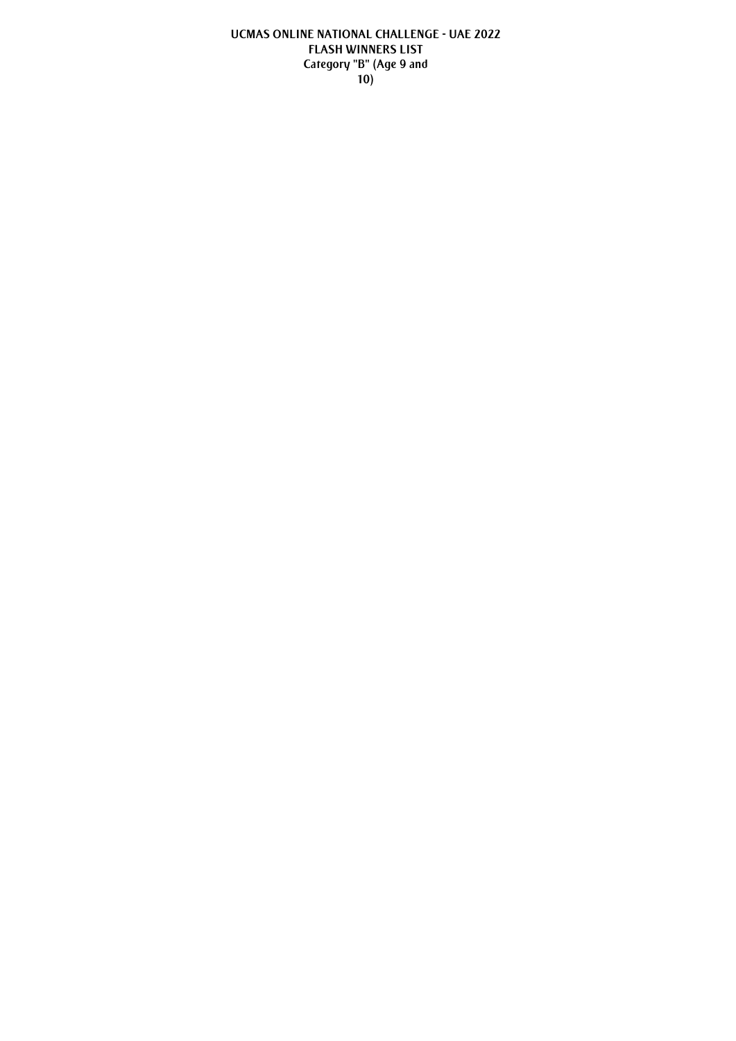UCMAS ONLINE NATIONAL CHALLENGE - UAE 2022
FLASH WINNERS LIST
Category "B" (Age 9 and 10)